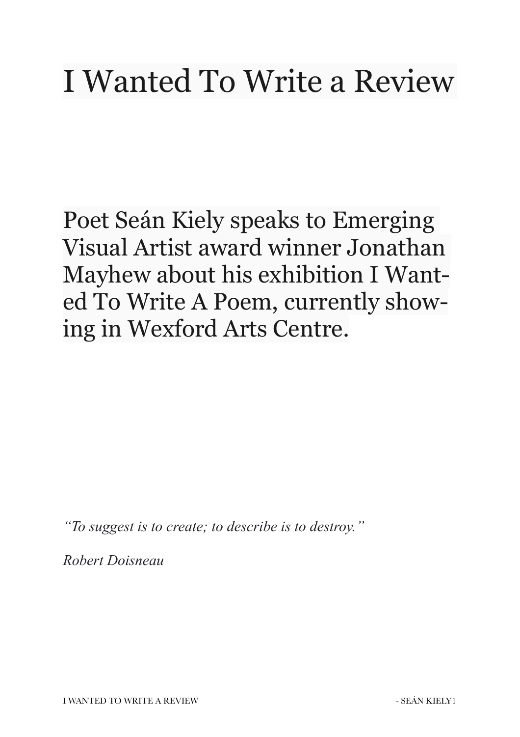# I Wanted To Write a Review

Poet Seán Kiely speaks to Emerging Visual Artist award winner Jonathan Mayhew about his exhibition I Wanted To Write A Poem, currently showing in Wexford Arts Centre.

*"To suggest is to create; to describe is to destroy."*

*Robert Doisneau*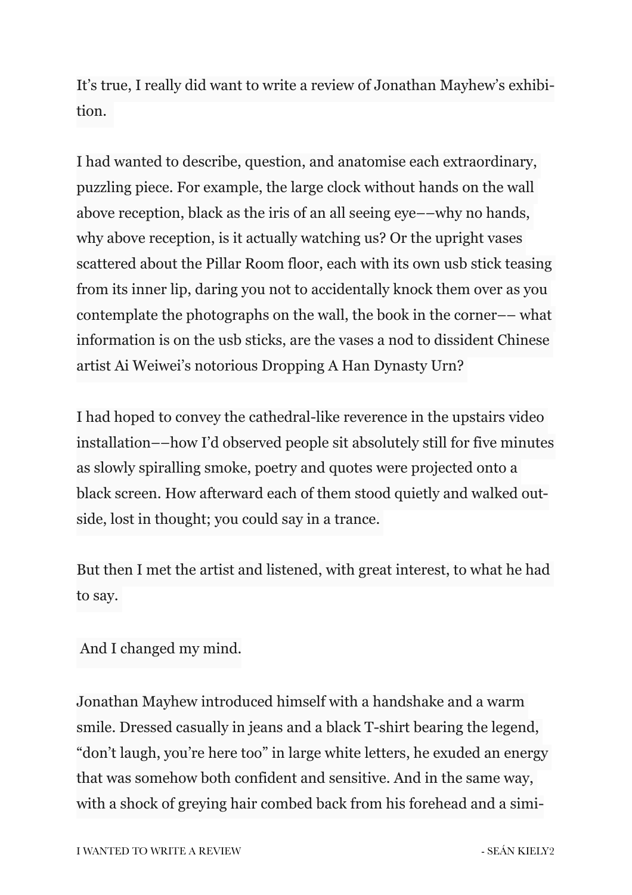It's true, I really did want to write a review of Jonathan Mayhew's exhibition.

I had wanted to describe, question, and anatomise each extraordinary, puzzling piece. For example, the large clock without hands on the wall above reception, black as the iris of an all seeing eye––why no hands, why above reception, is it actually watching us? Or the upright vases scattered about the Pillar Room floor, each with its own usb stick teasing from its inner lip, daring you not to accidentally knock them over as you contemplate the photographs on the wall, the book in the corner–– what information is on the usb sticks, are the vases a nod to dissident Chinese artist Ai Weiwei's notorious Dropping A Han Dynasty Urn?

I had hoped to convey the cathedral-like reverence in the upstairs video installation––how I'd observed people sit absolutely still for five minutes as slowly spiralling smoke, poetry and quotes were projected onto a black screen. How afterward each of them stood quietly and walked outside, lost in thought; you could say in a trance.

But then I met the artist and listened, with great interest, to what he had to say.

And I changed my mind.

Jonathan Mayhew introduced himself with a handshake and a warm smile. Dressed casually in jeans and a black T-shirt bearing the legend, "don't laugh, you're here too" in large white letters, he exuded an energy that was somehow both confident and sensitive. And in the same way, with a shock of greying hair combed back from his forehead and a simi-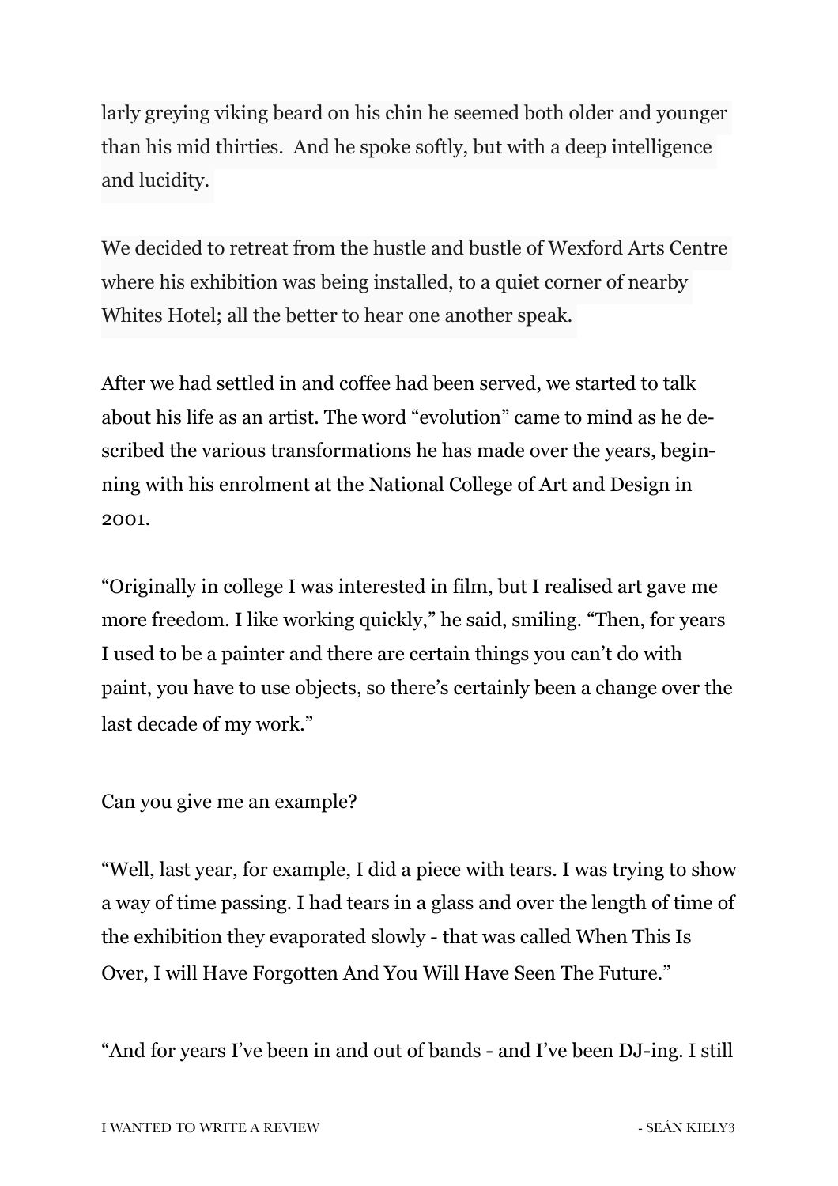larly greying viking beard on his chin he seemed both older and younger than his mid thirties. And he spoke softly, but with a deep intelligence and lucidity.

We decided to retreat from the hustle and bustle of Wexford Arts Centre where his exhibition was being installed, to a quiet corner of nearby Whites Hotel; all the better to hear one another speak.

After we had settled in and coffee had been served, we started to talk about his life as an artist. The word "evolution" came to mind as he described the various transformations he has made over the years, beginning with his enrolment at the National College of Art and Design in 2001.

"Originally in college I was interested in film, but I realised art gave me more freedom. I like working quickly," he said, smiling. "Then, for years I used to be a painter and there are certain things you can't do with paint, you have to use objects, so there's certainly been a change over the last decade of my work."

Can you give me an example?

"Well, last year, for example, I did a piece with tears. I was trying to show a way of time passing. I had tears in a glass and over the length of time of the exhibition they evaporated slowly - that was called When This Is Over, I will Have Forgotten And You Will Have Seen The Future."

"And for years I've been in and out of bands - and I've been DJ-ing. I still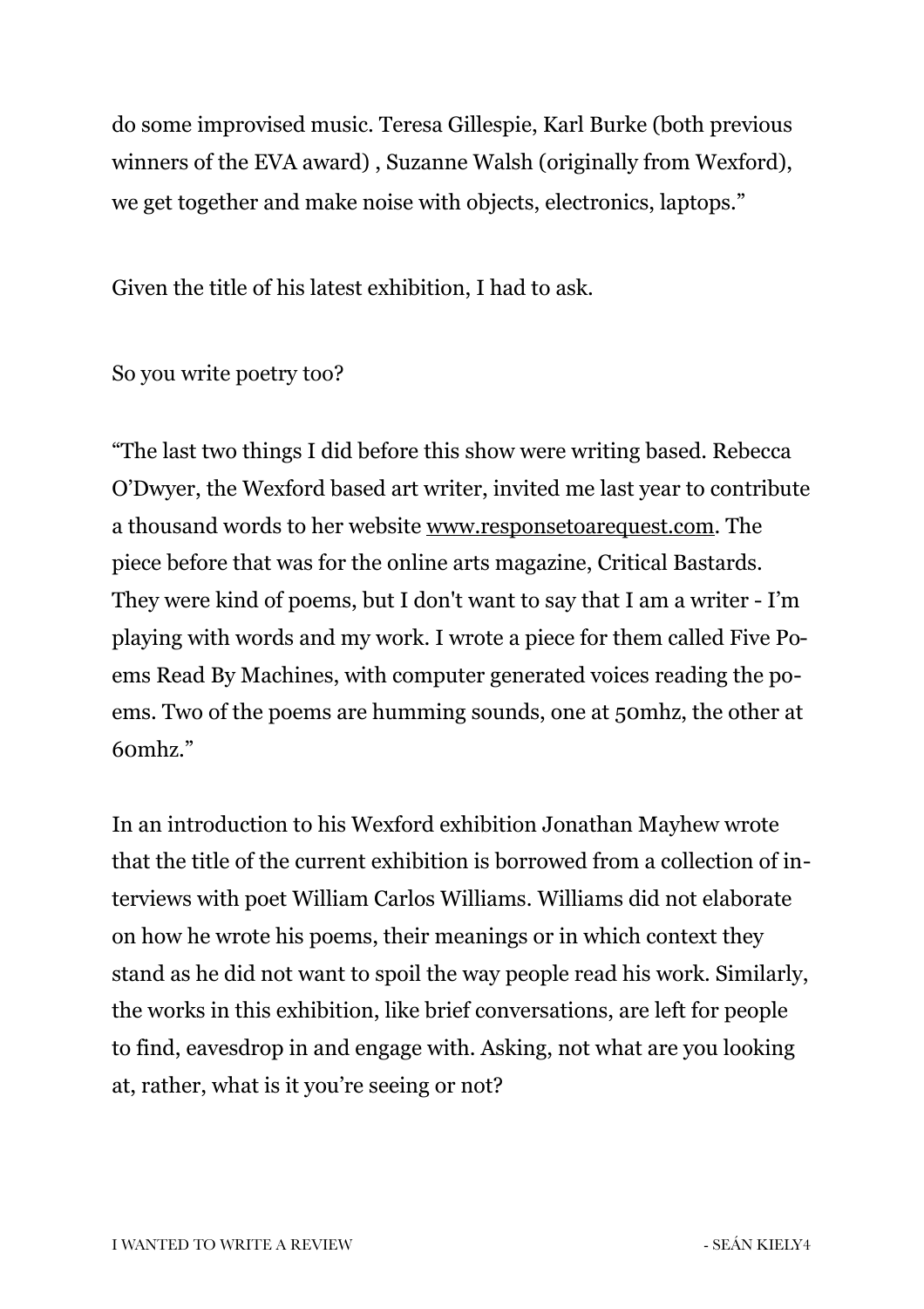do some improvised music. Teresa Gillespie, Karl Burke (both previous winners of the EVA award) , Suzanne Walsh (originally from Wexford), we get together and make noise with objects, electronics, laptops."

Given the title of his latest exhibition, I had to ask.

So you write poetry too?

"The last two things I did before this show were writing based. Rebecca O'Dwyer, the Wexford based art writer, invited me last year to contribute a thousand words to her website www.responsetoarequest.com. The piece before that was for the online arts magazine, Critical Bastards. They were kind of poems, but I don't want to say that I am a writer - I'm playing with words and my work. I wrote a piece for them called Five Poems Read By Machines, with computer generated voices reading the poems. Two of the poems are humming sounds, one at 50mhz, the other at 60mhz."

In an introduction to his Wexford exhibition Jonathan Mayhew wrote that the title of the current exhibition is borrowed from a collection of interviews with poet William Carlos Williams. Williams did not elaborate on how he wrote his poems, their meanings or in which context they stand as he did not want to spoil the way people read his work. Similarly, the works in this exhibition, like brief conversations, are left for people to find, eavesdrop in and engage with. Asking, not what are you looking at, rather, what is it you're seeing or not?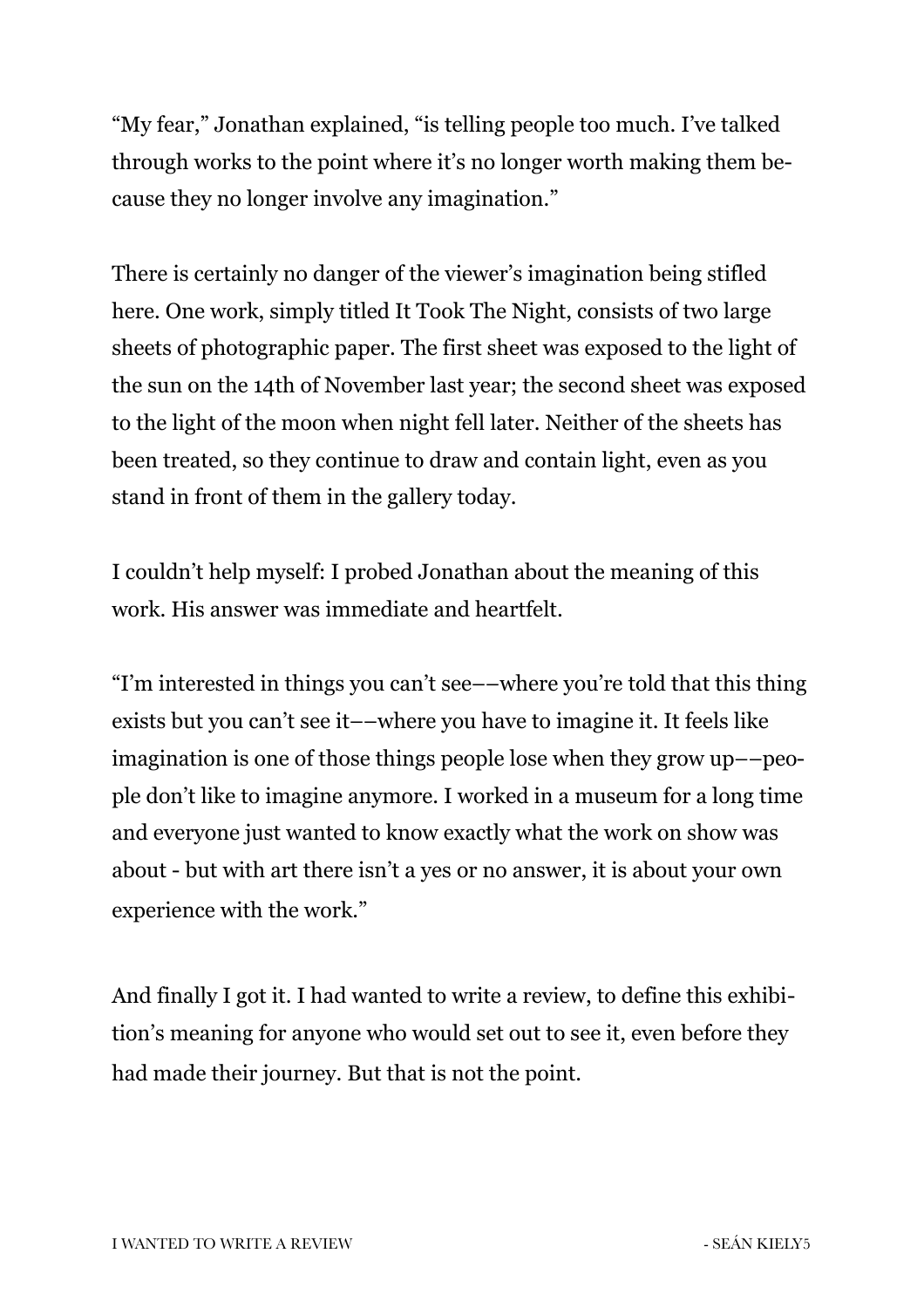"My fear," Jonathan explained, "is telling people too much. I've talked through works to the point where it's no longer worth making them because they no longer involve any imagination."

There is certainly no danger of the viewer's imagination being stifled here. One work, simply titled It Took The Night, consists of two large sheets of photographic paper. The first sheet was exposed to the light of the sun on the 14th of November last year; the second sheet was exposed to the light of the moon when night fell later. Neither of the sheets has been treated, so they continue to draw and contain light, even as you stand in front of them in the gallery today.

I couldn't help myself: I probed Jonathan about the meaning of this work. His answer was immediate and heartfelt.

"I'm interested in things you can't see––where you're told that this thing exists but you can't see it––where you have to imagine it. It feels like imagination is one of those things people lose when they grow up––people don't like to imagine anymore. I worked in a museum for a long time and everyone just wanted to know exactly what the work on show was about - but with art there isn't a yes or no answer, it is about your own experience with the work."

And finally I got it. I had wanted to write a review, to define this exhibition's meaning for anyone who would set out to see it, even before they had made their journey. But that is not the point.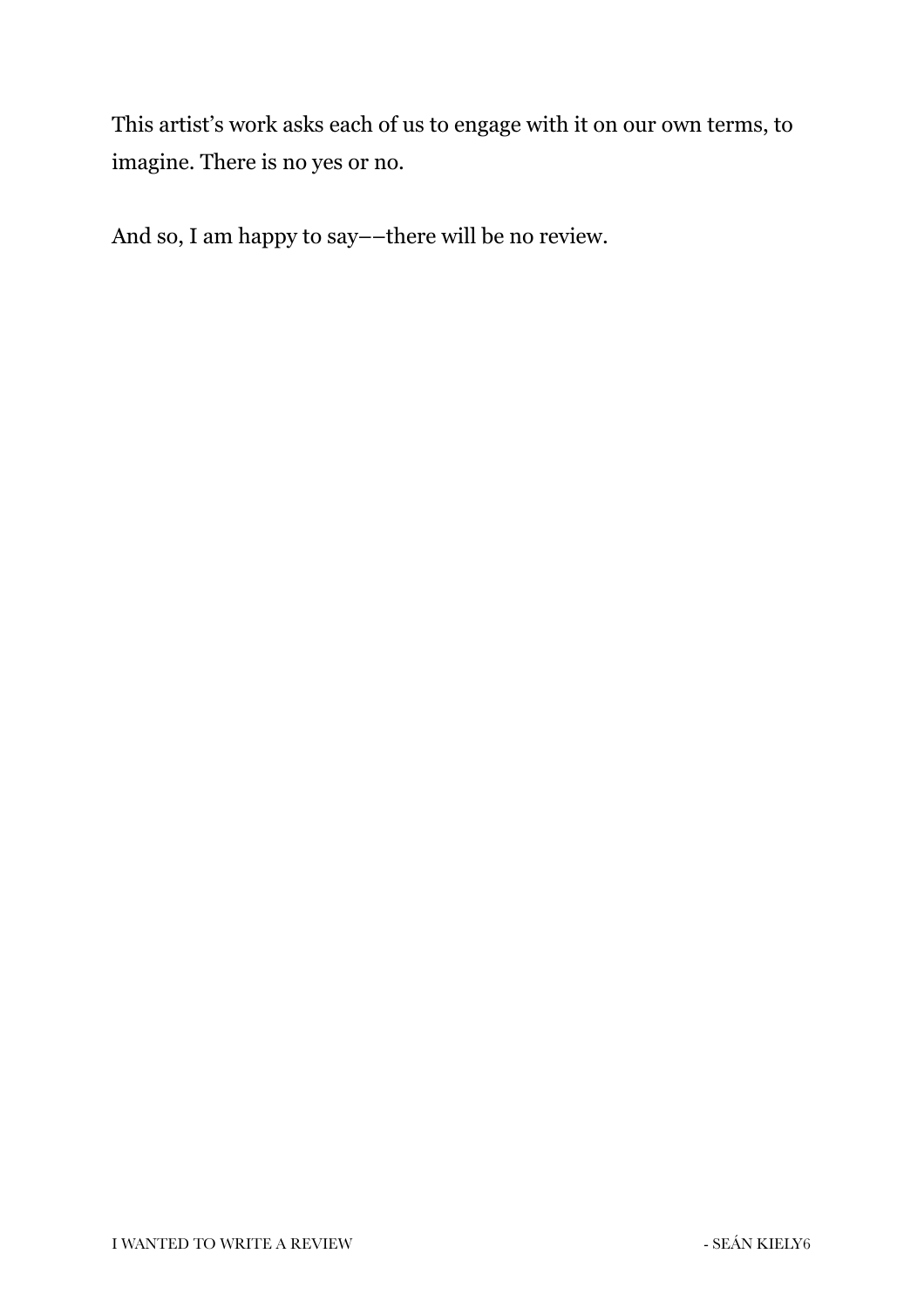This artist's work asks each of us to engage with it on our own terms, to imagine. There is no yes or no.

And so, I am happy to say––there will be no review.